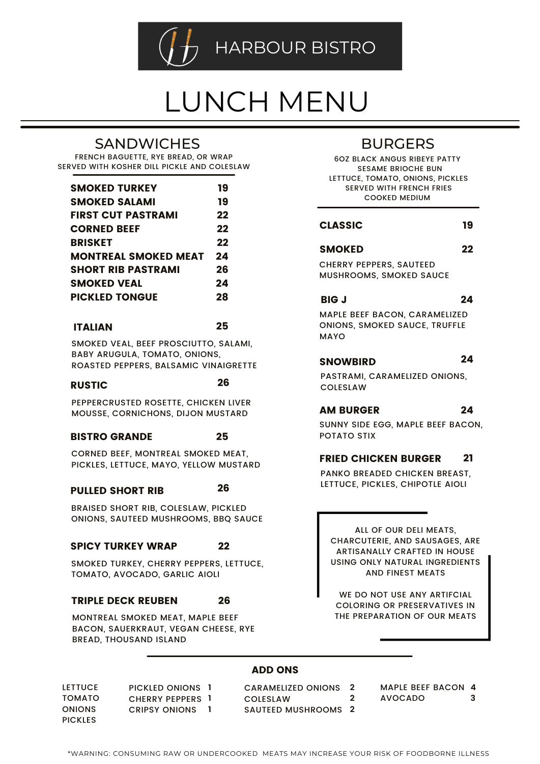# HARBOUR BISTRO

# LUNCH MENU

## SANDWICHES

FRENCH BAGUETTE, RYE BREAD, OR WRAP
SERVED WITH KOSHER DILL PICKLE AND COLESLAW

| | |
|---|---|
| **SMOKED TURKEY** | **19** |
| **SMOKED SALAMI** | **19** |
| **FIRST CUT PASTRAMI** | **22** |
| **CORNED BEEF** | **22** |
| **BRISKET** | **22** |
| **MONTREAL SMOKED MEAT** | **24** |
| **SHORT RIB PASTRAMI** | **26** |
| **SMOKED VEAL** | **24** |
| **PICKLED TONGUE** | **28** |

**ITALIAN** **25**

SMOKED VEAL, BEEF PROSCIUTTO, SALAMI, BABY ARUGULA, TOMATO, ONIONS, ROASTED PEPPERS, BALSAMIC VINAIGRETTE

**RUSTIC** **26**

PEPPERCRUSTED ROSETTE, CHICKEN LIVER MOUSSE, CORNICHONS, DIJON MUSTARD

**BISTRO GRANDE** **25**

CORNED BEEF, MONTREAL SMOKED MEAT, PICKLES, LETTUCE, MAYO, YELLOW MUSTARD

**PULLED SHORT RIB** **26**

BRAISED SHORT RIB, COLESLAW, PICKLED ONIONS, SAUTEED MUSHROOMS, BBQ SAUCE

**SPICY TURKEY WRAP** **22**

SMOKED TURKEY, CHERRY PEPPERS, LETTUCE, TOMATO, AVOCADO, GARLIC AIOLI

**TRIPLE DECK REUBEN** **26**

MONTREAL SMOKED MEAT, MAPLE BEEF BACON, SAUERKRAUT, VEGAN CHEESE, RYE BREAD, THOUSAND ISLAND

## BURGERS

6OZ BLACK ANGUS RIBEYE PATTY
SESAME BRIOCHE BUN
LETTUCE, TOMATO, ONIONS, PICKLES
SERVED WITH FRENCH FRIES
COOKED MEDIUM

**CLASSIC** **19**

**SMOKED** **22**

CHERRY PEPPERS, SAUTEED MUSHROOMS, SMOKED SAUCE

**BIG J** **24**

MAPLE BEEF BACON, CARAMELIZED ONIONS, SMOKED SAUCE, TRUFFLE MAYO

**SNOWBIRD** **24**

PASTRAMI, CARAMELIZED ONIONS, COLESLAW

**AM BURGER** **24**

SUNNY SIDE EGG, MAPLE BEEF BACON, POTATO STIX

**FRIED CHICKEN BURGER** **21**

PANKO BREADED CHICKEN BREAST, LETTUCE, PICKLES, CHIPOTLE AIOLI

ALL OF OUR DELI MEATS, CHARCUTERIE, AND SAUSAGES, ARE ARTISANALLY CRAFTED IN HOUSE USING ONLY NATURAL INGREDIENTS AND FINEST MEATS

WE DO NOT USE ANY ARTIFCIAL COLORING OR PRESERVATIVES IN THE PREPARATION OF OUR MEATS

## ADD ONS

| | | | | | | |
|---|---|---|---|---|---|---|
| LETTUCE | PICKLED ONIONS | 1 | CARAMELIZED ONIONS | 2 | MAPLE BEEF BACON | 4 |
| TOMATO | CHERRY PEPPERS | 1 | COLESLAW | 2 | AVOCADO | 3 |
| ONIONS | CRIPSY ONIONS | 1 | SAUTEED MUSHROOMS | 2 | | |
| PICKLES | | | | | | |

*WARNING: CONSUMING RAW OR UNDERCOOKED MEATS MAY INCREASE YOUR RISK OF FOODBORNE ILLNESS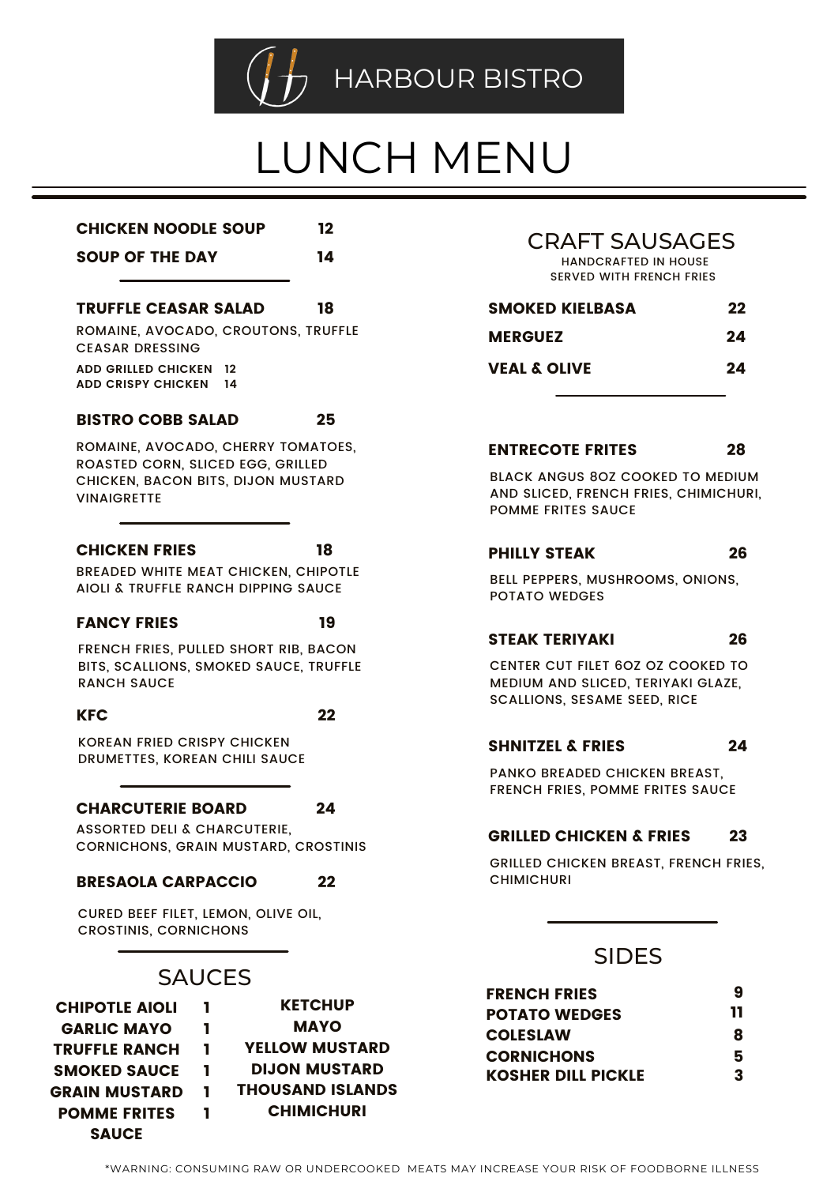# HARBOUR BISTRO

# LUNCH MENU

**CHICKEN NOODLE SOUP** 12

**SOUP OF THE DAY** 14

---

**TRUFFLE CEASAR SALAD** 18

ROMAINE, AVOCADO, CROUTONS, TRUFFLE CEASAR DRESSING

ADD GRILLED CHICKEN 12
ADD CRISPY CHICKEN 14

**BISTRO COBB SALAD** 25

ROMAINE, AVOCADO, CHERRY TOMATOES, ROASTED CORN, SLICED EGG, GRILLED CHICKEN, BACON BITS, DIJON MUSTARD VINAIGRETTE

---

**CHICKEN FRIES** 18

BREADED WHITE MEAT CHICKEN, CHIPOTLE AIOLI & TRUFFLE RANCH DIPPING SAUCE

**FANCY FRIES** 19

FRENCH FRIES, PULLED SHORT RIB, BACON BITS, SCALLIONS, SMOKED SAUCE, TRUFFLE RANCH SAUCE

**KFC** 22

KOREAN FRIED CRISPY CHICKEN DRUMETTES, KOREAN CHILI SAUCE

---

**CHARCUTERIE BOARD** 24

ASSORTED DELI & CHARCUTERIE, CORNICHONS, GRAIN MUSTARD, CROSTINIS

**BRESAOLA CARPACCIO** 22

CURED BEEF FILET, LEMON, OLIVE OIL, CROSTINIS, CORNICHONS

---

## SAUCES

| | | |
|---|---|---|
| CHIPOTLE AIOLI | 1 | KETCHUP |
| GARLIC MAYO | 1 | MAYO |
| TRUFFLE RANCH | 1 | YELLOW MUSTARD |
| SMOKED SAUCE | 1 | DIJON MUSTARD |
| GRAIN MUSTARD | 1 | THOUSAND ISLANDS |
| POMME FRITES SAUCE | 1 | CHIMICHURI |

## CRAFT SAUSAGES

HANDCRAFTED IN HOUSE
SERVED WITH FRENCH FRIES

**SMOKED KIELBASA** 22

**MERGUEZ** 24

**VEAL & OLIVE** 24

---

**ENTRECOTE FRITES** 28

BLACK ANGUS 8OZ COOKED TO MEDIUM AND SLICED, FRENCH FRIES, CHIMICHURI, POMME FRITES SAUCE

**PHILLY STEAK** 26

BELL PEPPERS, MUSHROOMS, ONIONS, POTATO WEDGES

**STEAK TERIYAKI** 26

CENTER CUT FILET 6OZ OZ COOKED TO MEDIUM AND SLICED, TERIYAKI GLAZE, SCALLIONS, SESAME SEED, RICE

**SHNITZEL & FRIES** 24

PANKO BREADED CHICKEN BREAST, FRENCH FRIES, POMME FRITES SAUCE

**GRILLED CHICKEN & FRIES** 23

GRILLED CHICKEN BREAST, FRENCH FRIES, CHIMICHURI

---

## SIDES

| | |
|---|---|
| FRENCH FRIES | 9 |
| POTATO WEDGES | 11 |
| COLESLAW | 8 |
| CORNICHONS | 5 |
| KOSHER DILL PICKLE | 3 |

*WARNING: CONSUMING RAW OR UNDERCOOKED MEATS MAY INCREASE YOUR RISK OF FOODBORNE ILLNESS